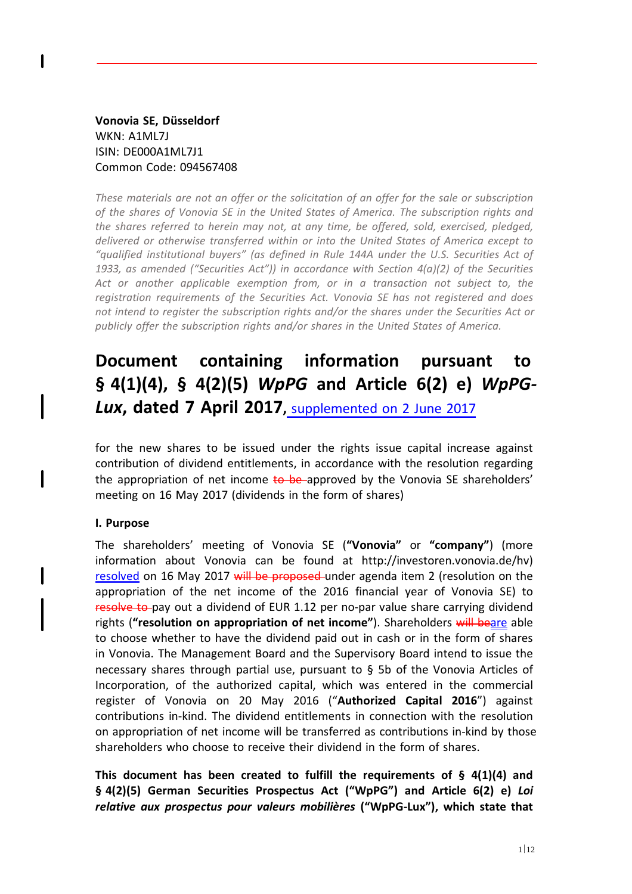**Vonovia SE, Düsseldorf**
WKN: A1ML7J
ISIN: DE000A1ML7J1
Common Code: 094567408

*These materials are not an offer or the solicitation of an offer for the sale or subscription of the shares of Vonovia SE in the United States of America. The subscription rights and the shares referred to herein may not, at any time, be offered, sold, exercised, pledged, delivered or otherwise transferred within or into the United States of America except to "qualified institutional buyers" (as defined in Rule 144A under the U.S. Securities Act of 1933, as amended ("Securities Act")) in accordance with Section 4(a)(2) of the Securities Act or another applicable exemption from, or in a transaction not subject to, the registration requirements of the Securities Act. Vonovia SE has not registered and does not intend to register the subscription rights and/or the shares under the Securities Act or publicly offer the subscription rights and/or shares in the United States of America.*

# Document containing information pursuant to § 4(1)(4), § 4(2)(5) *WpPG* and Article 6(2) e) *WpPG-Lux*, dated 7 April 2017, supplemented on 2 June 2017

for the new shares to be issued under the rights issue capital increase against contribution of dividend entitlements, in accordance with the resolution regarding the appropriation of net income ~~to be~~ approved by the Vonovia SE shareholders' meeting on 16 May 2017 (dividends in the form of shares)

**I. Purpose**

The shareholders' meeting of Vonovia SE (**"Vonovia"** or **"company"**) (more information about Vonovia can be found at http://investoren.vonovia.de/hv) resolved on 16 May 2017 ~~will be proposed~~ under agenda item 2 (resolution on the appropriation of the net income of the 2016 financial year of Vonovia SE) to ~~resolve to~~ pay out a dividend of EUR 1.12 per no-par value share carrying dividend rights (**"resolution on appropriation of net income"**). Shareholders ~~will be~~are able to choose whether to have the dividend paid out in cash or in the form of shares in Vonovia. The Management Board and the Supervisory Board intend to issue the necessary shares through partial use, pursuant to § 5b of the Vonovia Articles of Incorporation, of the authorized capital, which was entered in the commercial register of Vonovia on 20 May 2016 ("**Authorized Capital 2016**") against contributions in-kind. The dividend entitlements in connection with the resolution on appropriation of net income will be transferred as contributions in-kind by those shareholders who choose to receive their dividend in the form of shares.

**This document has been created to fulfill the requirements of § 4(1)(4) and § 4(2)(5) German Securities Prospectus Act ("WpPG") and Article 6(2) e) *Loi relative aux prospectus pour valeurs mobilières* ("WpPG-Lux"), which state that**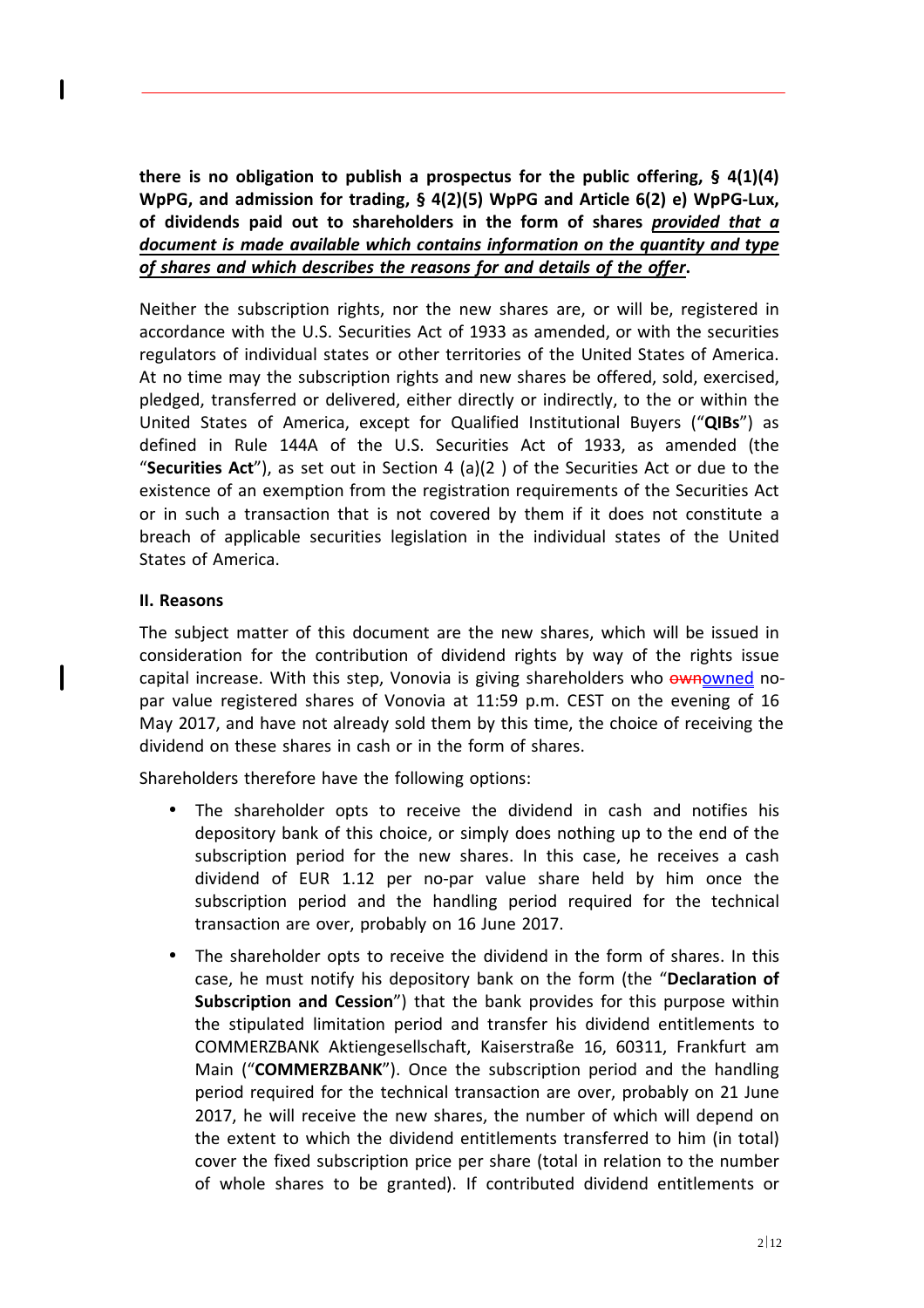**there is no obligation to publish a prospectus for the public offering, § 4(1)(4) WpPG, and admission for trading, § 4(2)(5) WpPG and Article 6(2) e) WpPG-Lux, of dividends paid out to shareholders in the form of shares *provided that a document is made available which contains information on the quantity and type of shares and which describes the reasons for and details of the offer*.**

Neither the subscription rights, nor the new shares are, or will be, registered in accordance with the U.S. Securities Act of 1933 as amended, or with the securities regulators of individual states or other territories of the United States of America. At no time may the subscription rights and new shares be offered, sold, exercised, pledged, transferred or delivered, either directly or indirectly, to the or within the United States of America, except for Qualified Institutional Buyers ("**QIBs**") as defined in Rule 144A of the U.S. Securities Act of 1933, as amended (the "**Securities Act**"), as set out in Section 4 (a)(2 ) of the Securities Act or due to the existence of an exemption from the registration requirements of the Securities Act or in such a transaction that is not covered by them if it does not constitute a breach of applicable securities legislation in the individual states of the United States of America.

**II. Reasons**

The subject matter of this document are the new shares, which will be issued in consideration for the contribution of dividend rights by way of the rights issue capital increase. With this step, Vonovia is giving shareholders who ~~own~~owned no-par value registered shares of Vonovia at 11:59 p.m. CEST on the evening of 16 May 2017, and have not already sold them by this time, the choice of receiving the dividend on these shares in cash or in the form of shares.

Shareholders therefore have the following options:

- The shareholder opts to receive the dividend in cash and notifies his depository bank of this choice, or simply does nothing up to the end of the subscription period for the new shares. In this case, he receives a cash dividend of EUR 1.12 per no-par value share held by him once the subscription period and the handling period required for the technical transaction are over, probably on 16 June 2017.
- The shareholder opts to receive the dividend in the form of shares. In this case, he must notify his depository bank on the form (the "**Declaration of Subscription and Cession**") that the bank provides for this purpose within the stipulated limitation period and transfer his dividend entitlements to COMMERZBANK Aktiengesellschaft, Kaiserstraße 16, 60311, Frankfurt am Main ("**COMMERZBANK**"). Once the subscription period and the handling period required for the technical transaction are over, probably on 21 June 2017, he will receive the new shares, the number of which will depend on the extent to which the dividend entitlements transferred to him (in total) cover the fixed subscription price per share (total in relation to the number of whole shares to be granted). If contributed dividend entitlements or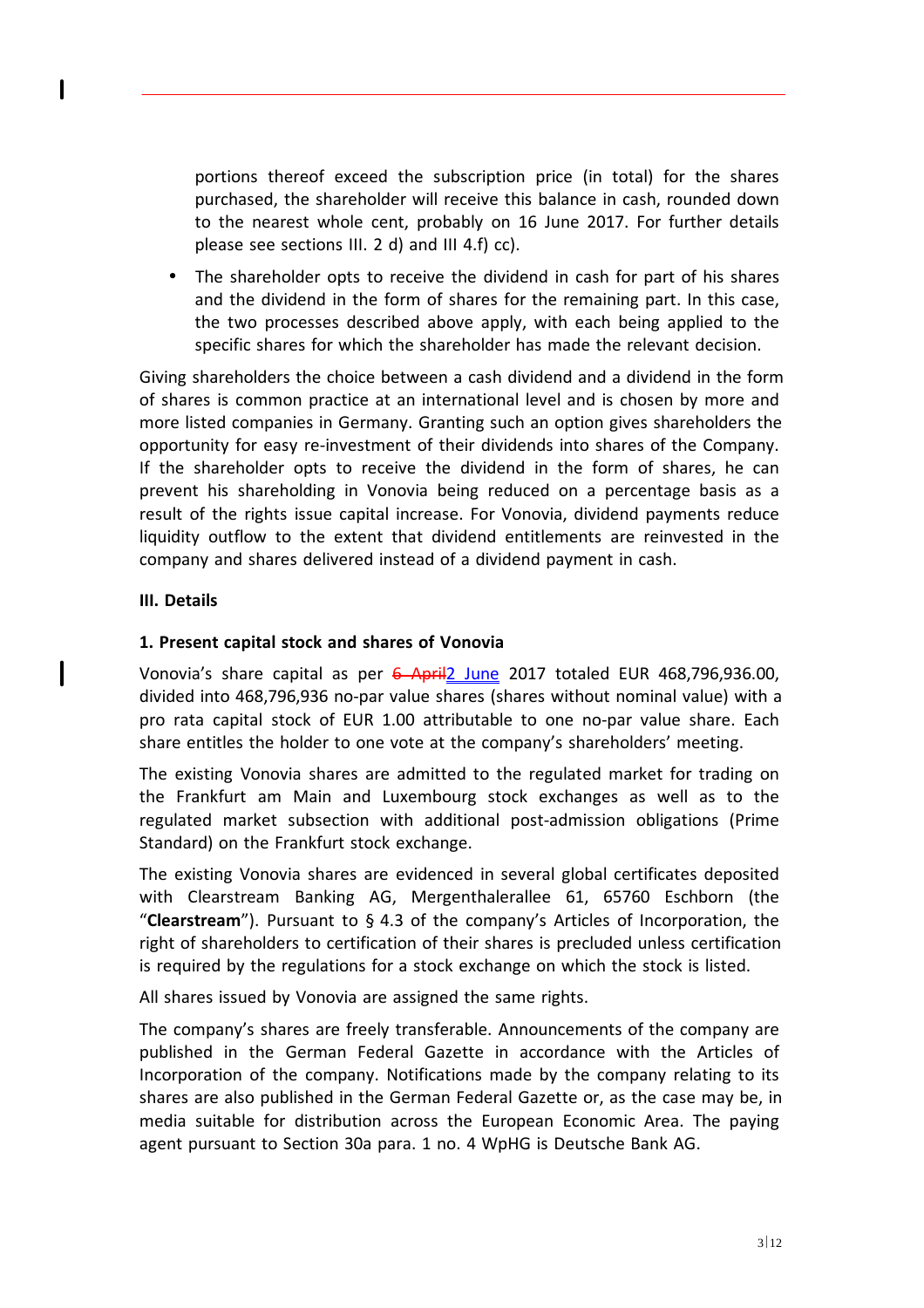portions thereof exceed the subscription price (in total) for the shares purchased, the shareholder will receive this balance in cash, rounded down to the nearest whole cent, probably on 16 June 2017. For further details please see sections III. 2 d) and III 4.f) cc).

- The shareholder opts to receive the dividend in cash for part of his shares and the dividend in the form of shares for the remaining part. In this case, the two processes described above apply, with each being applied to the specific shares for which the shareholder has made the relevant decision.

Giving shareholders the choice between a cash dividend and a dividend in the form of shares is common practice at an international level and is chosen by more and more listed companies in Germany. Granting such an option gives shareholders the opportunity for easy re-investment of their dividends into shares of the Company. If the shareholder opts to receive the dividend in the form of shares, he can prevent his shareholding in Vonovia being reduced on a percentage basis as a result of the rights issue capital increase. For Vonovia, dividend payments reduce liquidity outflow to the extent that dividend entitlements are reinvested in the company and shares delivered instead of a dividend payment in cash.

## III. Details

### 1. Present capital stock and shares of Vonovia

Vonovia's share capital as per ~~6 April~~2 June 2017 totaled EUR 468,796,936.00, divided into 468,796,936 no-par value shares (shares without nominal value) with a pro rata capital stock of EUR 1.00 attributable to one no-par value share. Each share entitles the holder to one vote at the company's shareholders' meeting.

The existing Vonovia shares are admitted to the regulated market for trading on the Frankfurt am Main and Luxembourg stock exchanges as well as to the regulated market subsection with additional post-admission obligations (Prime Standard) on the Frankfurt stock exchange.

The existing Vonovia shares are evidenced in several global certificates deposited with Clearstream Banking AG, Mergenthalerallee 61, 65760 Eschborn (the "**Clearstream**"). Pursuant to § 4.3 of the company's Articles of Incorporation, the right of shareholders to certification of their shares is precluded unless certification is required by the regulations for a stock exchange on which the stock is listed.

All shares issued by Vonovia are assigned the same rights.

The company's shares are freely transferable. Announcements of the company are published in the German Federal Gazette in accordance with the Articles of Incorporation of the company. Notifications made by the company relating to its shares are also published in the German Federal Gazette or, as the case may be, in media suitable for distribution across the European Economic Area. The paying agent pursuant to Section 30a para. 1 no. 4 WpHG is Deutsche Bank AG.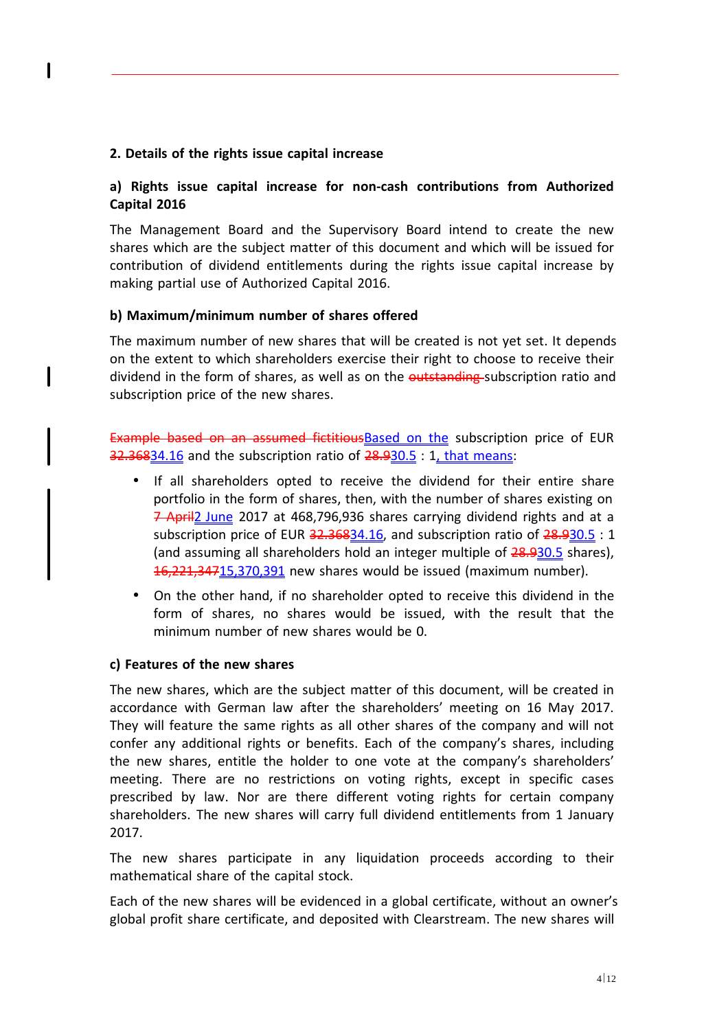**2. Details of the rights issue capital increase**

**a) Rights issue capital increase for non-cash contributions from Authorized Capital 2016**

The Management Board and the Supervisory Board intend to create the new shares which are the subject matter of this document and which will be issued for contribution of dividend entitlements during the rights issue capital increase by making partial use of Authorized Capital 2016.

**b) Maximum/minimum number of shares offered**

The maximum number of new shares that will be created is not yet set. It depends on the extent to which shareholders exercise their right to choose to receive their dividend in the form of shares, as well as on the ~~outstanding~~ subscription ratio and subscription price of the new shares.

~~Example based on an assumed fictitious~~Based on the subscription price of EUR ~~32.368~~34.16 and the subscription ratio of ~~28.9~~30.5 : 1, that means:

- If all shareholders opted to receive the dividend for their entire share portfolio in the form of shares, then, with the number of shares existing on ~~7 April~~2 June 2017 at 468,796,936 shares carrying dividend rights and at a subscription price of EUR ~~32.368~~34.16, and subscription ratio of ~~28.9~~30.5 : 1 (and assuming all shareholders hold an integer multiple of ~~28.9~~30.5 shares), ~~16,221,347~~15,370,391 new shares would be issued (maximum number).
- On the other hand, if no shareholder opted to receive this dividend in the form of shares, no shares would be issued, with the result that the minimum number of new shares would be 0.

**c) Features of the new shares**

The new shares, which are the subject matter of this document, will be created in accordance with German law after the shareholders' meeting on 16 May 2017. They will feature the same rights as all other shares of the company and will not confer any additional rights or benefits. Each of the company's shares, including the new shares, entitle the holder to one vote at the company's shareholders' meeting. There are no restrictions on voting rights, except in specific cases prescribed by law. Nor are there different voting rights for certain company shareholders. The new shares will carry full dividend entitlements from 1 January 2017.

The new shares participate in any liquidation proceeds according to their mathematical share of the capital stock.

Each of the new shares will be evidenced in a global certificate, without an owner's global profit share certificate, and deposited with Clearstream. The new shares will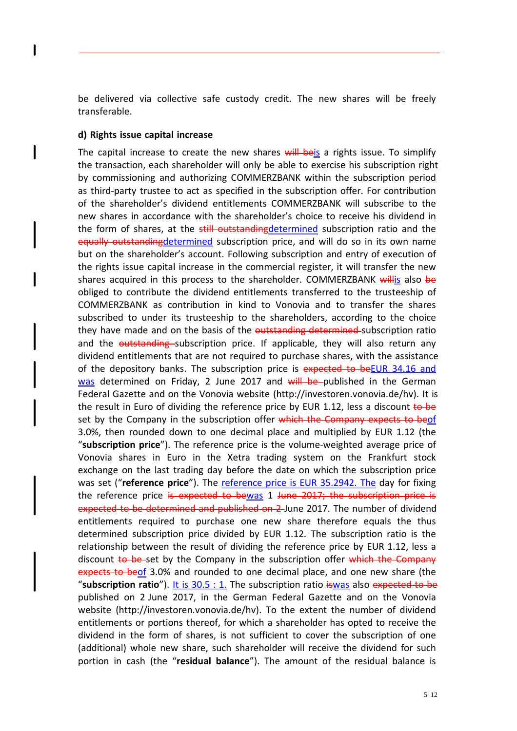be delivered via collective safe custody credit. The new shares will be freely transferable.

**d) Rights issue capital increase**

The capital increase to create the new shares ~~will be~~<u>is</u> a rights issue. To simplify the transaction, each shareholder will only be able to exercise his subscription right by commissioning and authorizing COMMERZBANK within the subscription period as third-party trustee to act as specified in the subscription offer. For contribution of the shareholder's dividend entitlements COMMERZBANK will subscribe to the new shares in accordance with the shareholder's choice to receive his dividend in the form of shares, at the ~~still outstanding~~<u>determined</u> subscription ratio and the ~~equally outstanding~~<u>determined</u> subscription price, and will do so in its own name but on the shareholder's account. Following subscription and entry of execution of the rights issue capital increase in the commercial register, it will transfer the new shares acquired in this process to the shareholder. COMMERZBANK ~~will~~<u>is</u> also ~~be~~ obliged to contribute the dividend entitlements transferred to the trusteeship of COMMERZBANK as contribution in kind to Vonovia and to transfer the shares subscribed to under its trusteeship to the shareholders, according to the choice they have made and on the basis of the ~~outstanding determined~~ subscription ratio and the ~~outstanding~~ subscription price. If applicable, they will also return any dividend entitlements that are not required to purchase shares, with the assistance of the depository banks. The subscription price is ~~expected to be~~<u>EUR 34.16 and was</u> determined on Friday, 2 June 2017 and ~~will be~~ published in the German Federal Gazette and on the Vonovia website (http://investoren.vonovia.de/hv). It is the result in Euro of dividing the reference price by EUR 1.12, less a discount ~~to be~~ set by the Company in the subscription offer ~~which the Company expects to be~~<u>of</u> 3.0%, then rounded down to one decimal place and multiplied by EUR 1.12 (the "**subscription price**"). The reference price is the volume-weighted average price of Vonovia shares in Euro in the Xetra trading system on the Frankfurt stock exchange on the last trading day before the date on which the subscription price was set ("**reference price**"). The <u>reference price is EUR 35.2942. The</u> day for fixing the reference price ~~is expected to be~~<u>was</u> 1 ~~June 2017; the subscription price is expected to be determined and published on 2~~ June 2017. The number of dividend entitlements required to purchase one new share therefore equals the thus determined subscription price divided by EUR 1.12. The subscription ratio is the relationship between the result of dividing the reference price by EUR 1.12, less a discount ~~to be~~ set by the Company in the subscription offer ~~which the Company expects to be~~<u>of</u> 3.0% and rounded to one decimal place, and one new share (the "**subscription ratio**"). <u>It is 30.5 : 1.</u> The subscription ratio ~~is~~<u>was</u> also ~~expected to be~~ published on 2 June 2017, in the German Federal Gazette and on the Vonovia website (http://investoren.vonovia.de/hv). To the extent the number of dividend entitlements or portions thereof, for which a shareholder has opted to receive the dividend in the form of shares, is not sufficient to cover the subscription of one (additional) whole new share, such shareholder will receive the dividend for such portion in cash (the "**residual balance**"). The amount of the residual balance is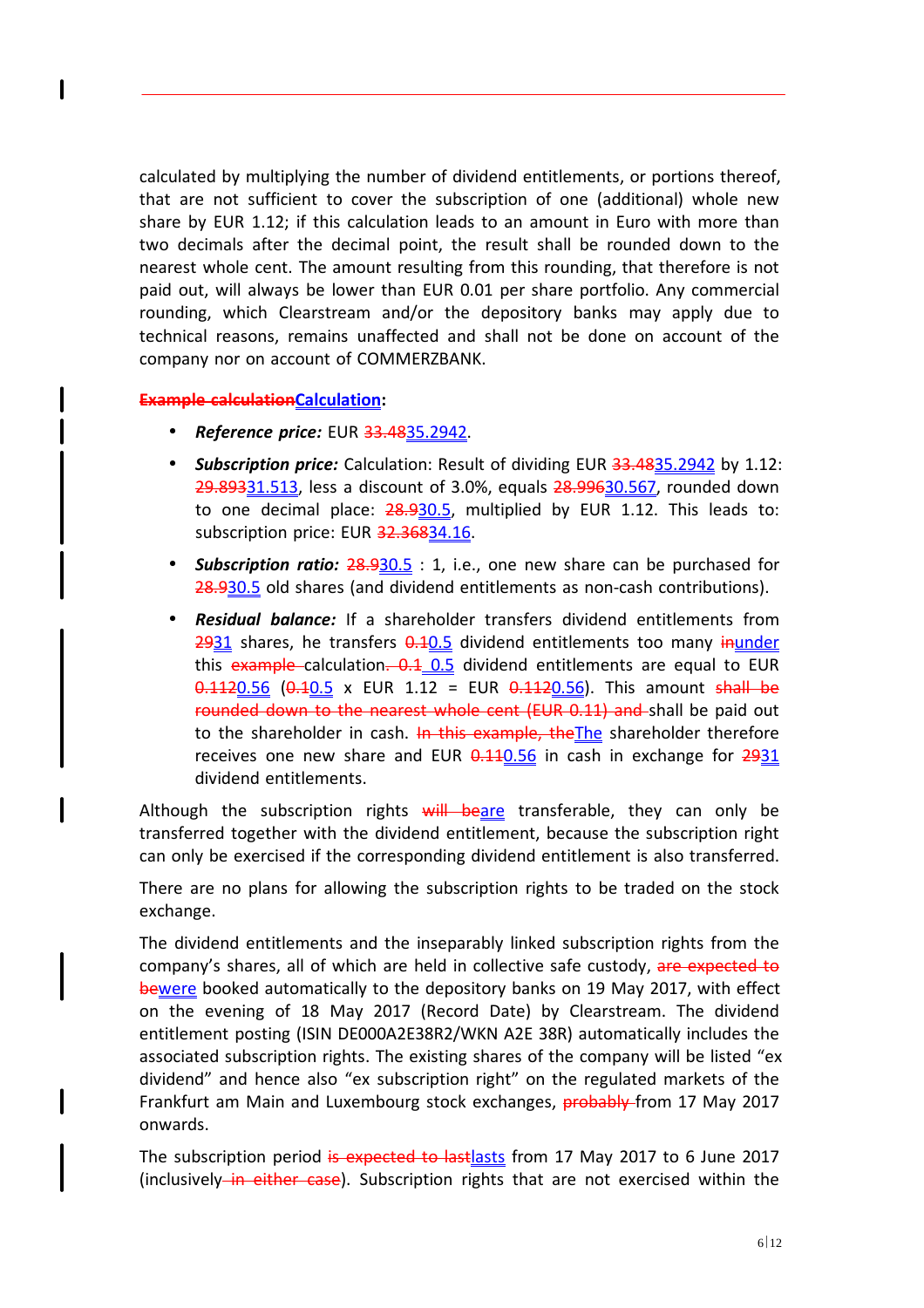calculated by multiplying the number of dividend entitlements, or portions thereof, that are not sufficient to cover the subscription of one (additional) whole new share by EUR 1.12; if this calculation leads to an amount in Euro with more than two decimals after the decimal point, the result shall be rounded down to the nearest whole cent. The amount resulting from this rounding, that therefore is not paid out, will always be lower than EUR 0.01 per share portfolio. Any commercial rounding, which Clearstream and/or the depository banks may apply due to technical reasons, remains unaffected and shall not be done on account of the company nor on account of COMMERZBANK.

**~~Example calculation~~Calculation:**

- ***Reference price:*** EUR ~~33.48~~35.2942.
- ***Subscription price:*** Calculation: Result of dividing EUR ~~33.48~~35.2942 by 1.12: ~~29.893~~31.513, less a discount of 3.0%, equals ~~28.996~~30.567, rounded down to one decimal place: ~~28.9~~30.5, multiplied by EUR 1.12. This leads to: subscription price: EUR ~~32.368~~34.16.
- ***Subscription ratio:*** ~~28.9~~30.5 : 1, i.e., one new share can be purchased for ~~28.9~~30.5 old shares (and dividend entitlements as non-cash contributions).
- ***Residual balance:*** If a shareholder transfers dividend entitlements from ~~29~~31 shares, he transfers ~~0.1~~0.5 dividend entitlements too many ~~in~~under this ~~example~~ calculation~~. 0.1~~ 0.5 dividend entitlements are equal to EUR ~~0.112~~0.56 (~~0.1~~0.5 x EUR 1.12 = EUR ~~0.112~~0.56). This amount ~~shall be rounded down to the nearest whole cent (EUR 0.11) and~~ shall be paid out to the shareholder in cash. ~~In this example, the~~The shareholder therefore receives one new share and EUR ~~0.11~~0.56 in cash in exchange for ~~29~~31 dividend entitlements.

Although the subscription rights ~~will be~~are transferable, they can only be transferred together with the dividend entitlement, because the subscription right can only be exercised if the corresponding dividend entitlement is also transferred.

There are no plans for allowing the subscription rights to be traded on the stock exchange.

The dividend entitlements and the inseparably linked subscription rights from the company's shares, all of which are held in collective safe custody, ~~are expected to be~~were booked automatically to the depository banks on 19 May 2017, with effect on the evening of 18 May 2017 (Record Date) by Clearstream. The dividend entitlement posting (ISIN DE000A2E38R2/WKN A2E 38R) automatically includes the associated subscription rights. The existing shares of the company will be listed "ex dividend" and hence also "ex subscription right" on the regulated markets of the Frankfurt am Main and Luxembourg stock exchanges, ~~probably~~ from 17 May 2017 onwards.

The subscription period ~~is expected to last~~lasts from 17 May 2017 to 6 June 2017 (inclusively~~ in either case~~). Subscription rights that are not exercised within the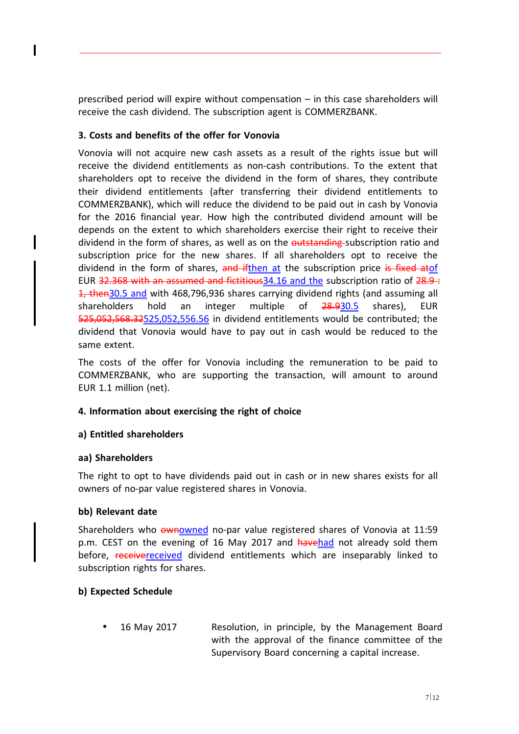prescribed period will expire without compensation – in this case shareholders will receive the cash dividend. The subscription agent is COMMERZBANK.

### 3. Costs and benefits of the offer for Vonovia

Vonovia will not acquire new cash assets as a result of the rights issue but will receive the dividend entitlements as non-cash contributions. To the extent that shareholders opt to receive the dividend in the form of shares, they contribute their dividend entitlements (after transferring their dividend entitlements to COMMERZBANK), which will reduce the dividend to be paid out in cash by Vonovia for the 2016 financial year. How high the contributed dividend amount will be depends on the extent to which shareholders exercise their right to receive their dividend in the form of shares, as well as on the ~~outstanding~~ subscription ratio and subscription price for the new shares. If all shareholders opt to receive the dividend in the form of shares, ~~and if~~then at the subscription price ~~is fixed at~~of EUR ~~32.368 with an assumed and fictitious~~34.16 and the subscription ratio of ~~28.9 : 1, then~~30.5 and with 468,796,936 shares carrying dividend rights (and assuming all shareholders hold an integer multiple of ~~28.9~~30.5 shares), EUR ~~525,052,568.32~~525,052,556.56 in dividend entitlements would be contributed; the dividend that Vonovia would have to pay out in cash would be reduced to the same extent.

The costs of the offer for Vonovia including the remuneration to be paid to COMMERZBANK, who are supporting the transaction, will amount to around EUR 1.1 million (net).

### 4. Information about exercising the right of choice

#### a) Entitled shareholders

##### aa) Shareholders

The right to opt to have dividends paid out in cash or in new shares exists for all owners of no-par value registered shares in Vonovia.

##### bb) Relevant date

Shareholders who ~~own~~owned no-par value registered shares of Vonovia at 11:59 p.m. CEST on the evening of 16 May 2017 and ~~have~~had not already sold them before, ~~receive~~received dividend entitlements which are inseparably linked to subscription rights for shares.

#### b) Expected Schedule

- 16 May 2017 — Resolution, in principle, by the Management Board with the approval of the finance committee of the Supervisory Board concerning a capital increase.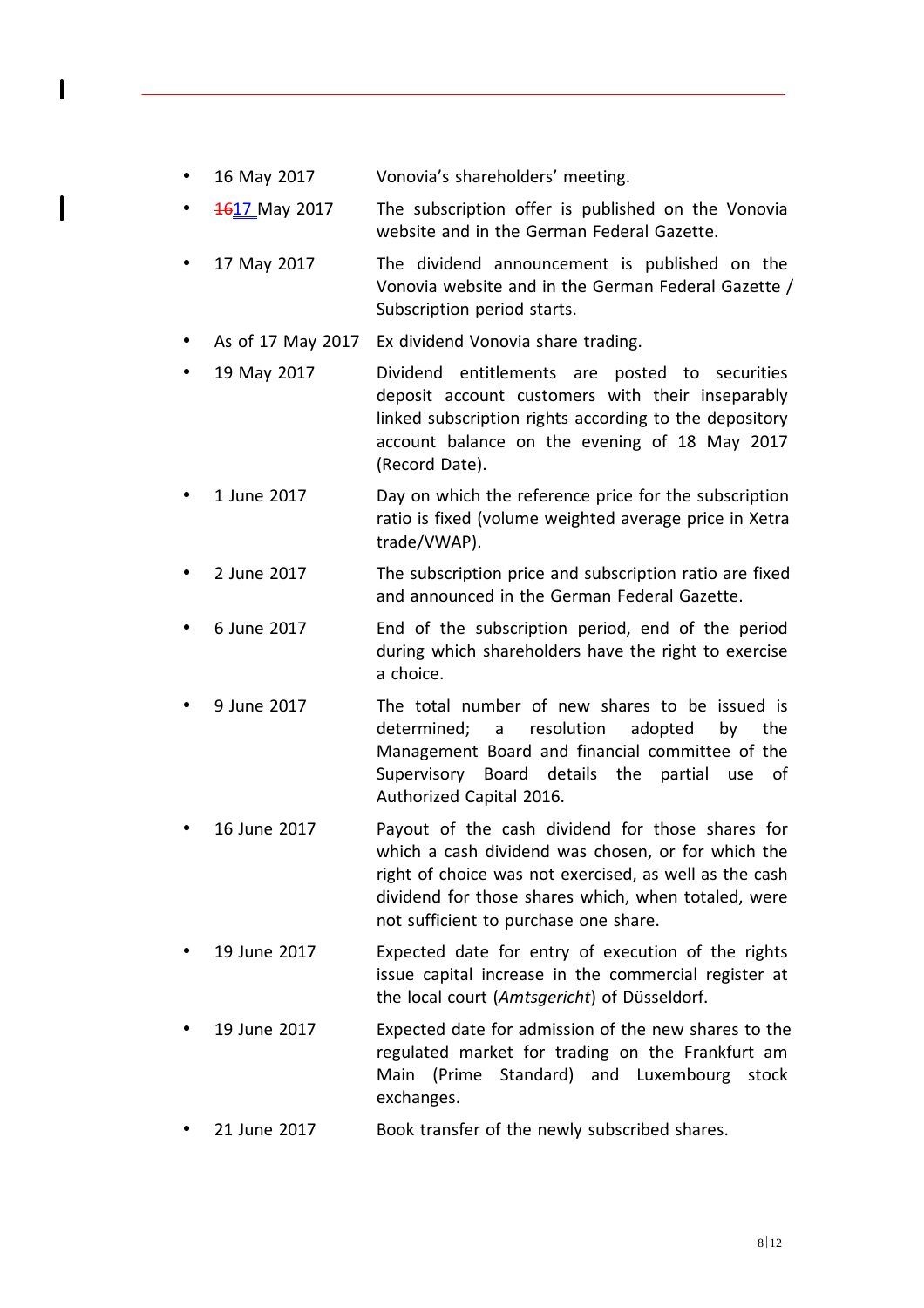- 16 May 2017 — Vovovia's shareholders' meeting.
- ~~16~~17 May 2017 — The subscription offer is published on the Vonovia website and in the German Federal Gazette.
- 17 May 2017 — The dividend announcement is published on the Vonovia website and in the German Federal Gazette / Subscription period starts.
- As of 17 May 2017 — Ex dividend Vonovia share trading.
- 19 May 2017 — Dividend entitlements are posted to securities deposit account customers with their inseparably linked subscription rights according to the depository account balance on the evening of 18 May 2017 (Record Date).
- 1 June 2017 — Day on which the reference price for the subscription ratio is fixed (volume weighted average price in Xetra trade/VWAP).
- 2 June 2017 — The subscription price and subscription ratio are fixed and announced in the German Federal Gazette.
- 6 June 2017 — End of the subscription period, end of the period during which shareholders have the right to exercise a choice.
- 9 June 2017 — The total number of new shares to be issued is determined; a resolution adopted by the Management Board and financial committee of the Supervisory Board details the partial use of Authorized Capital 2016.
- 16 June 2017 — Payout of the cash dividend for those shares for which a cash dividend was chosen, or for which the right of choice was not exercised, as well as the cash dividend for those shares which, when totaled, were not sufficient to purchase one share.
- 19 June 2017 — Expected date for entry of execution of the rights issue capital increase in the commercial register at the local court (*Amtsgericht*) of Düsseldorf.
- 19 June 2017 — Expected date for admission of the new shares to the regulated market for trading on the Frankfurt am Main (Prime Standard) and Luxembourg stock exchanges.
- 21 June 2017 — Book transfer of the newly subscribed shares.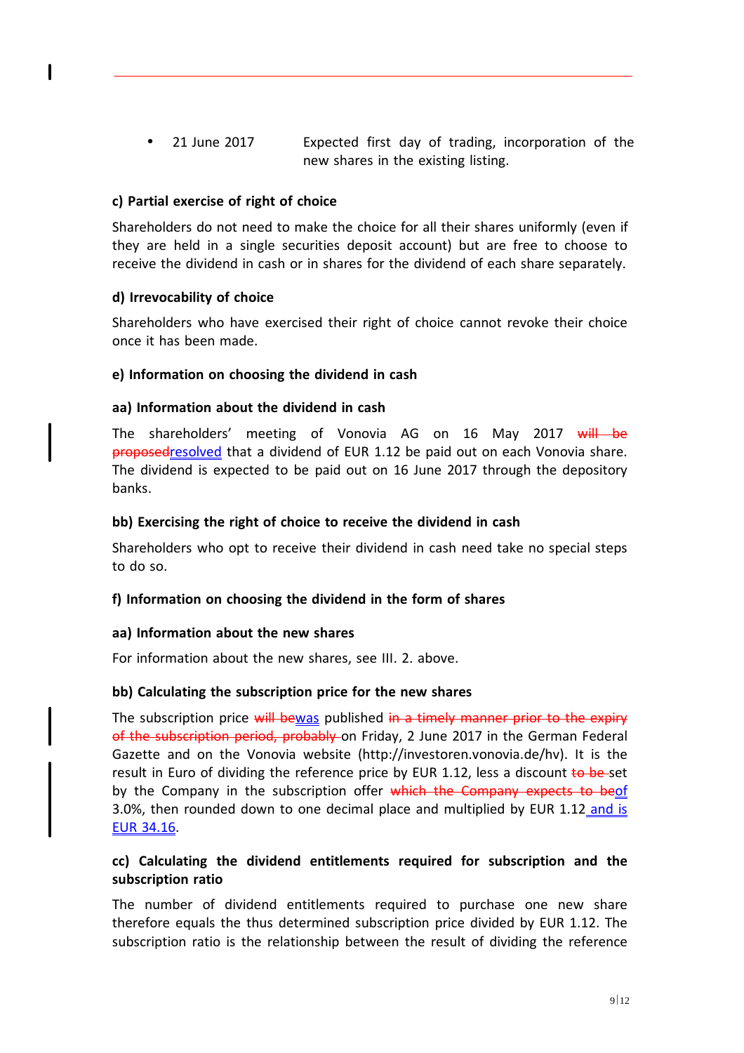- 21 June 2017 Expected first day of trading, incorporation of the new shares in the existing listing.

**c) Partial exercise of right of choice**

Shareholders do not need to make the choice for all their shares uniformly (even if they are held in a single securities deposit account) but are free to choose to receive the dividend in cash or in shares for the dividend of each share separately.

**d) Irrevocability of choice**

Shareholders who have exercised their right of choice cannot revoke their choice once it has been made.

**e) Information on choosing the dividend in cash**

**aa) Information about the dividend in cash**

The shareholders' meeting of Vonovia AG on 16 May 2017 ~~will be proposed~~resolved that a dividend of EUR 1.12 be paid out on each Vonovia share. The dividend is expected to be paid out on 16 June 2017 through the depository banks.

**bb) Exercising the right of choice to receive the dividend in cash**

Shareholders who opt to receive their dividend in cash need take no special steps to do so.

**f) Information on choosing the dividend in the form of shares**

**aa) Information about the new shares**

For information about the new shares, see III. 2. above.

**bb) Calculating the subscription price for the new shares**

The subscription price ~~will be~~was published ~~in a timely manner prior to the expiry of the subscription period, probably~~ on Friday, 2 June 2017 in the German Federal Gazette and on the Vonovia website (http://investoren.vonovia.de/hv). It is the result in Euro of dividing the reference price by EUR 1.12, less a discount ~~to be~~ set by the Company in the subscription offer ~~which the Company expects to be~~of 3.0%, then rounded down to one decimal place and multiplied by EUR 1.12 and is EUR 34.16.

**cc) Calculating the dividend entitlements required for subscription and the subscription ratio**

The number of dividend entitlements required to purchase one new share therefore equals the thus determined subscription price divided by EUR 1.12. The subscription ratio is the relationship between the result of dividing the reference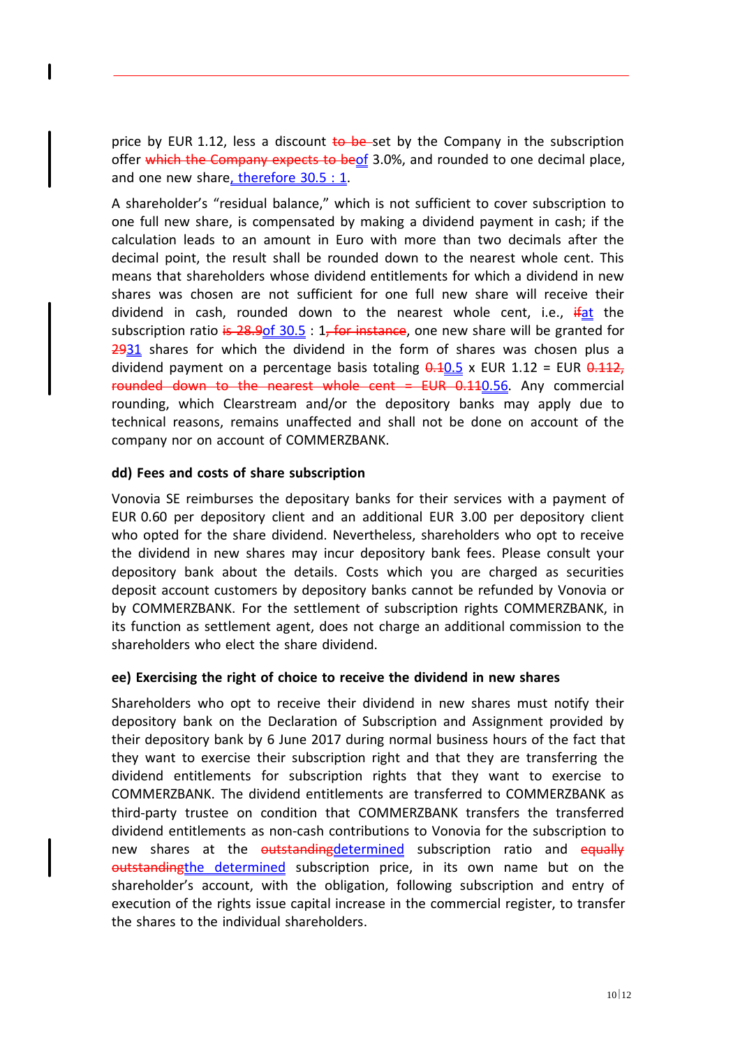price by EUR 1.12, less a discount ~~to be~~ set by the Company in the subscription offer ~~which the Company expects to be~~of 3.0%, and rounded to one decimal place, and one new share, therefore 30.5 : 1.

A shareholder's "residual balance," which is not sufficient to cover subscription to one full new share, is compensated by making a dividend payment in cash; if the calculation leads to an amount in Euro with more than two decimals after the decimal point, the result shall be rounded down to the nearest whole cent. This means that shareholders whose dividend entitlements for which a dividend in new shares was chosen are not sufficient for one full new share will receive their dividend in cash, rounded down to the nearest whole cent, i.e., ~~if~~at the subscription ratio ~~is 28.9~~of 30.5 : 1~~, for instance~~, one new share will be granted for ~~29~~31 shares for which the dividend in the form of shares was chosen plus a dividend payment on a percentage basis totaling ~~0.1~~0.5 x EUR 1.12 = EUR ~~0.112, rounded down to the nearest whole cent = EUR 0.11~~0.56. Any commercial rounding, which Clearstream and/or the depository banks may apply due to technical reasons, remains unaffected and shall not be done on account of the company nor on account of COMMERZBANK.

#### dd) Fees and costs of share subscription

Vonovia SE reimburses the depositary banks for their services with a payment of EUR 0.60 per depository client and an additional EUR 3.00 per depository client who opted for the share dividend. Nevertheless, shareholders who opt to receive the dividend in new shares may incur depository bank fees. Please consult your depository bank about the details. Costs which you are charged as securities deposit account customers by depository banks cannot be refunded by Vonovia or by COMMERZBANK. For the settlement of subscription rights COMMERZBANK, in its function as settlement agent, does not charge an additional commission to the shareholders who elect the share dividend.

#### ee) Exercising the right of choice to receive the dividend in new shares

Shareholders who opt to receive their dividend in new shares must notify their depository bank on the Declaration of Subscription and Assignment provided by their depository bank by 6 June 2017 during normal business hours of the fact that they want to exercise their subscription right and that they are transferring the dividend entitlements for subscription rights that they want to exercise to COMMERZBANK. The dividend entitlements are transferred to COMMERZBANK as third-party trustee on condition that COMMERZBANK transfers the transferred dividend entitlements as non-cash contributions to Vonovia for the subscription to new shares at the ~~outstanding~~determined subscription ratio and ~~equally outstanding~~the determined subscription price, in its own name but on the shareholder's account, with the obligation, following subscription and entry of execution of the rights issue capital increase in the commercial register, to transfer the shares to the individual shareholders.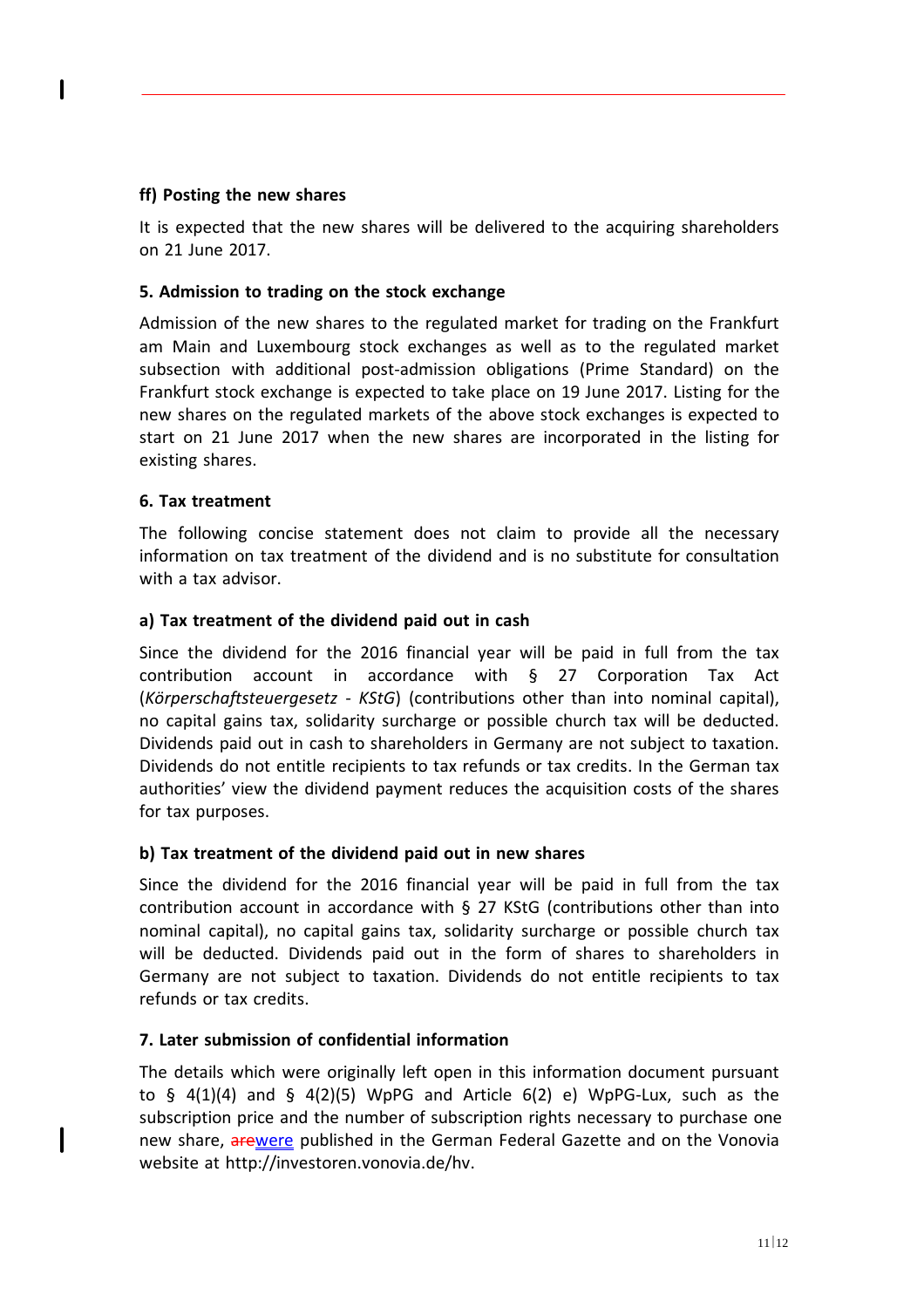#### ff) Posting the new shares

It is expected that the new shares will be delivered to the acquiring shareholders on 21 June 2017.

### 5. Admission to trading on the stock exchange

Admission of the new shares to the regulated market for trading on the Frankfurt am Main and Luxembourg stock exchanges as well as to the regulated market subsection with additional post-admission obligations (Prime Standard) on the Frankfurt stock exchange is expected to take place on 19 June 2017. Listing for the new shares on the regulated markets of the above stock exchanges is expected to start on 21 June 2017 when the new shares are incorporated in the listing for existing shares.

### 6. Tax treatment

The following concise statement does not claim to provide all the necessary information on tax treatment of the dividend and is no substitute for consultation with a tax advisor.

#### a) Tax treatment of the dividend paid out in cash

Since the dividend for the 2016 financial year will be paid in full from the tax contribution account in accordance with § 27 Corporation Tax Act (*Körperschaftsteuergesetz - KStG*) (contributions other than into nominal capital), no capital gains tax, solidarity surcharge or possible church tax will be deducted. Dividends paid out in cash to shareholders in Germany are not subject to taxation. Dividends do not entitle recipients to tax refunds or tax credits. In the German tax authorities' view the dividend payment reduces the acquisition costs of the shares for tax purposes.

#### b) Tax treatment of the dividend paid out in new shares

Since the dividend for the 2016 financial year will be paid in full from the tax contribution account in accordance with § 27 KStG (contributions other than into nominal capital), no capital gains tax, solidarity surcharge or possible church tax will be deducted. Dividends paid out in the form of shares to shareholders in Germany are not subject to taxation. Dividends do not entitle recipients to tax refunds or tax credits.

### 7. Later submission of confidential information

The details which were originally left open in this information document pursuant to § 4(1)(4) and § 4(2)(5) WpPG and Article 6(2) e) WpPG-Lux, such as the subscription price and the number of subscription rights necessary to purchase one new share, ~~are~~were published in the German Federal Gazette and on the Vonovia website at http://investoren.vonovia.de/hv.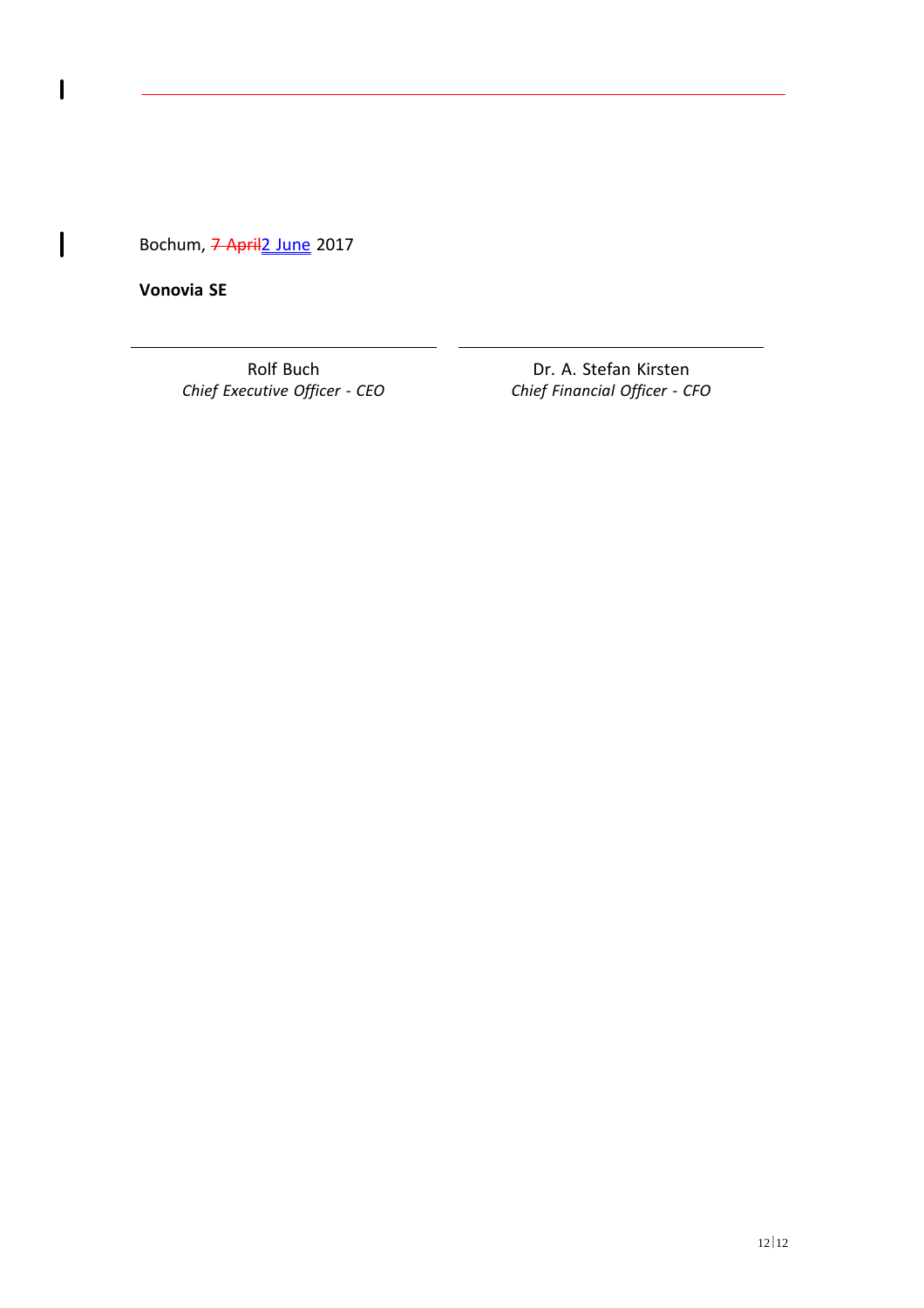Bochum, ~~7 April~~2 June 2017

**Vonovia SE**

| | |
|---|---|
| Rolf Buch<br>*Chief Executive Officer - CEO* | Dr. A. Stefan Kirsten<br>*Chief Financial Officer - CFO* |